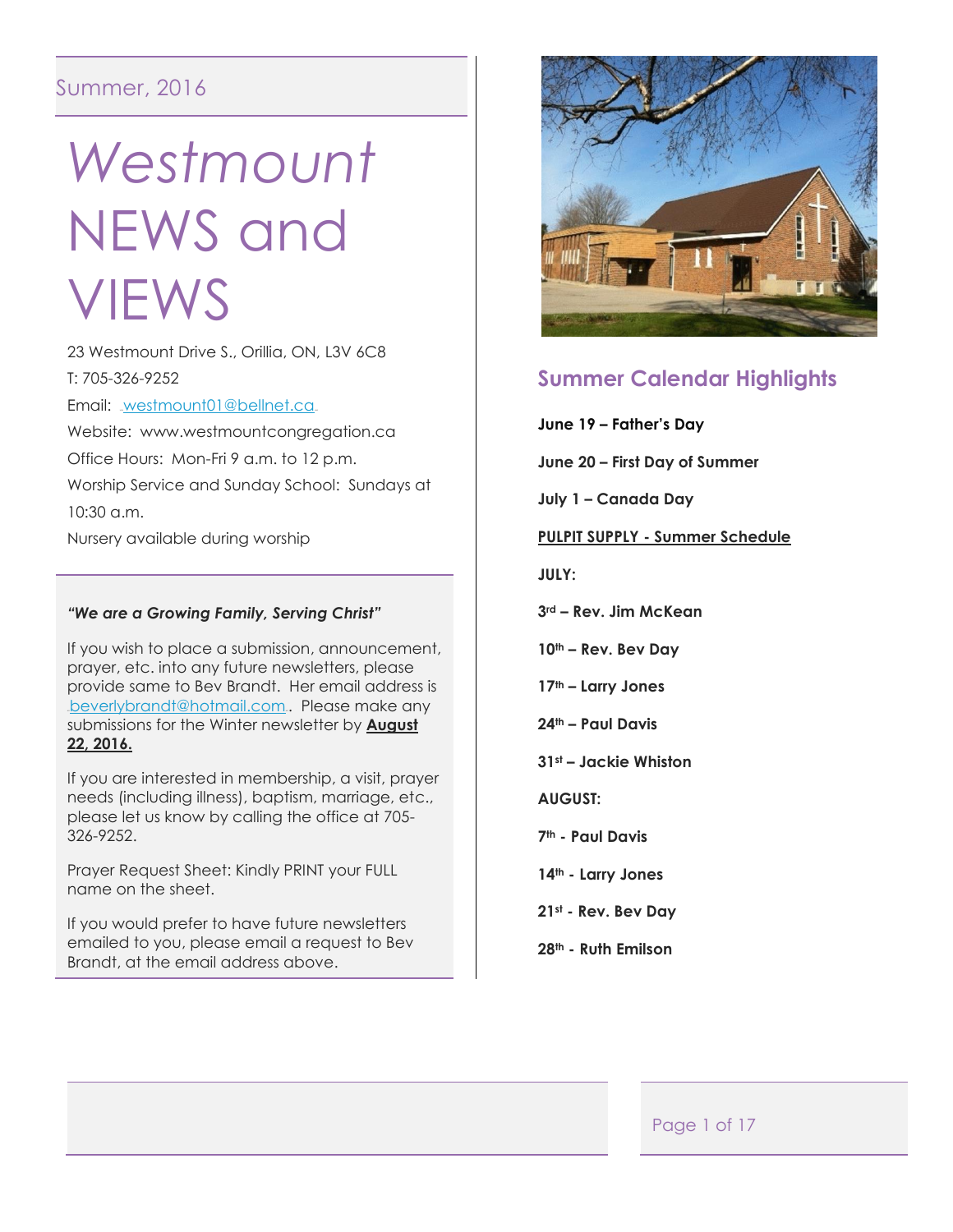Summer, 2016

# *Westmount* NEWS and VIEWS

23 Westmount Drive S., Orillia, ON, L3V 6C8

T: 705-326-9252

Email: westmount01@bellnet.ca

Website: www.westmountcongregation.ca

Office Hours: Mon-Fri 9 a.m. to 12 p.m.

Worship Service and Sunday School: Sundays at 10:30 a.m.

Nursery available during worship

***"We are a Growing Family, Serving Christ"***

If you wish to place a submission, announcement, prayer, etc. into any future newsletters, please provide same to Bev Brandt. Her email address is beverlybrandt@hotmail.com. Please make any submissions for the Winter newsletter by **August 22, 2016.**

If you are interested in membership, a visit, prayer needs (including illness), baptism, marriage, etc., please let us know by calling the office at 705-326-9252.

Prayer Request Sheet: Kindly PRINT your FULL name on the sheet.

If you would prefer to have future newsletters emailed to you, please email a request to Bev Brandt, at the email address above.

## Summer Calendar Highlights

**June 19 – Father's Day**

**June 20 – First Day of Summer**

**July 1 – Canada Day**

**PULPIT SUPPLY - Summer Schedule**

**JULY:**

**3rd – Rev. Jim McKean**

**10th – Rev. Bev Day**

**17th – Larry Jones**

**24th – Paul Davis**

**31st – Jackie Whiston**

**AUGUST:**

**7th - Paul Davis**

**14th - Larry Jones**

**21st - Rev. Bev Day**

**28th - Ruth Emilson**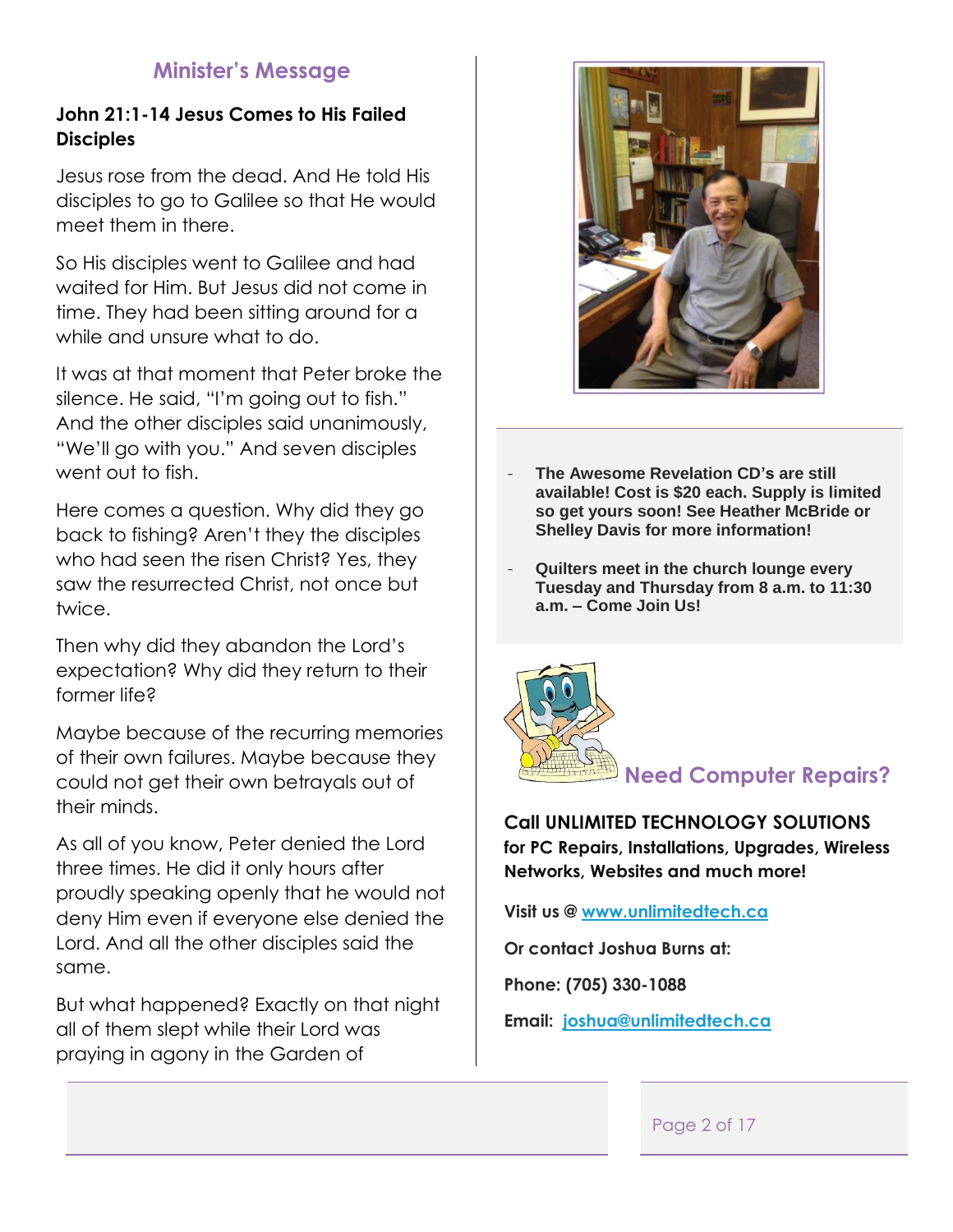## Minister's Message

**John 21:1-14 Jesus Comes to His Failed Disciples**

Jesus rose from the dead. And He told His disciples to go to Galilee so that He would meet them in there.

So His disciples went to Galilee and had waited for Him. But Jesus did not come in time. They had been sitting around for a while and unsure what to do.

It was at that moment that Peter broke the silence. He said, "I'm going out to fish." And the other disciples said unanimously, "We'll go with you." And seven disciples went out to fish.

Here comes a question. Why did they go back to fishing? Aren't they the disciples who had seen the risen Christ? Yes, they saw the resurrected Christ, not once but twice.

Then why did they abandon the Lord's expectation? Why did they return to their former life?

Maybe because of the recurring memories of their own failures. Maybe because they could not get their own betrayals out of their minds.

As all of you know, Peter denied the Lord three times. He did it only hours after proudly speaking openly that he would not deny Him even if everyone else denied the Lord. And all the other disciples said the same.

But what happened? Exactly on that night all of them slept while their Lord was praying in agony in the Garden of

- **The Awesome Revelation CD's are still available! Cost is $20 each. Supply is limited so get yours soon! See Heather McBride or Shelley Davis for more information!**
- **Quilters meet in the church lounge every Tuesday and Thursday from 8 a.m. to 11:30 a.m. – Come Join Us!**

### Need Computer Repairs?

**Call UNLIMITED TECHNOLOGY SOLUTIONS for PC Repairs, Installations, Upgrades, Wireless Networks, Websites and much more!**

**Visit us @ www.unlimitedtech.ca**

**Or contact Joshua Burns at:**

**Phone: (705) 330-1088**

**Email: joshua@unlimitedtech.ca**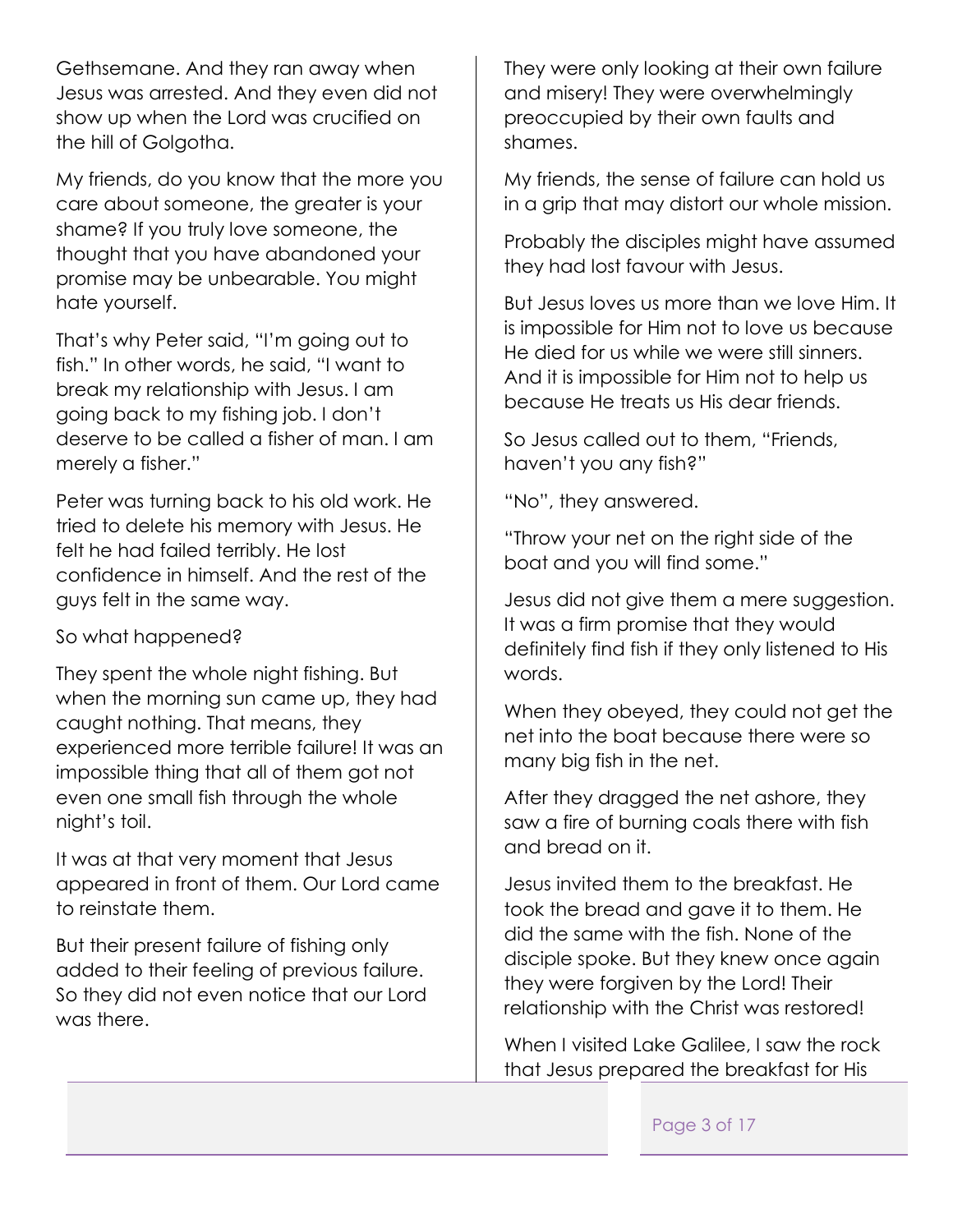Gethsemane. And they ran away when Jesus was arrested. And they even did not show up when the Lord was crucified on the hill of Golgotha.

My friends, do you know that the more you care about someone, the greater is your shame? If you truly love someone, the thought that you have abandoned your promise may be unbearable. You might hate yourself.

That's why Peter said, "I'm going out to fish." In other words, he said, "I want to break my relationship with Jesus. I am going back to my fishing job. I don't deserve to be called a fisher of man. I am merely a fisher."

Peter was turning back to his old work. He tried to delete his memory with Jesus. He felt he had failed terribly. He lost confidence in himself. And the rest of the guys felt in the same way.

So what happened?

They spent the whole night fishing. But when the morning sun came up, they had caught nothing. That means, they experienced more terrible failure! It was an impossible thing that all of them got not even one small fish through the whole night's toil.

It was at that very moment that Jesus appeared in front of them. Our Lord came to reinstate them.

But their present failure of fishing only added to their feeling of previous failure. So they did not even notice that our Lord was there.

They were only looking at their own failure and misery! They were overwhelmingly preoccupied by their own faults and shames.

My friends, the sense of failure can hold us in a grip that may distort our whole mission.

Probably the disciples might have assumed they had lost favour with Jesus.

But Jesus loves us more than we love Him. It is impossible for Him not to love us because He died for us while we were still sinners. And it is impossible for Him not to help us because He treats us His dear friends.

So Jesus called out to them, "Friends, haven't you any fish?"

"No", they answered.

"Throw your net on the right side of the boat and you will find some."

Jesus did not give them a mere suggestion. It was a firm promise that they would definitely find fish if they only listened to His words.

When they obeyed, they could not get the net into the boat because there were so many big fish in the net.

After they dragged the net ashore, they saw a fire of burning coals there with fish and bread on it.

Jesus invited them to the breakfast. He took the bread and gave it to them. He did the same with the fish. None of the disciple spoke. But they knew once again they were forgiven by the Lord! Their relationship with the Christ was restored!

When I visited Lake Galilee, I saw the rock that Jesus prepared the breakfast for His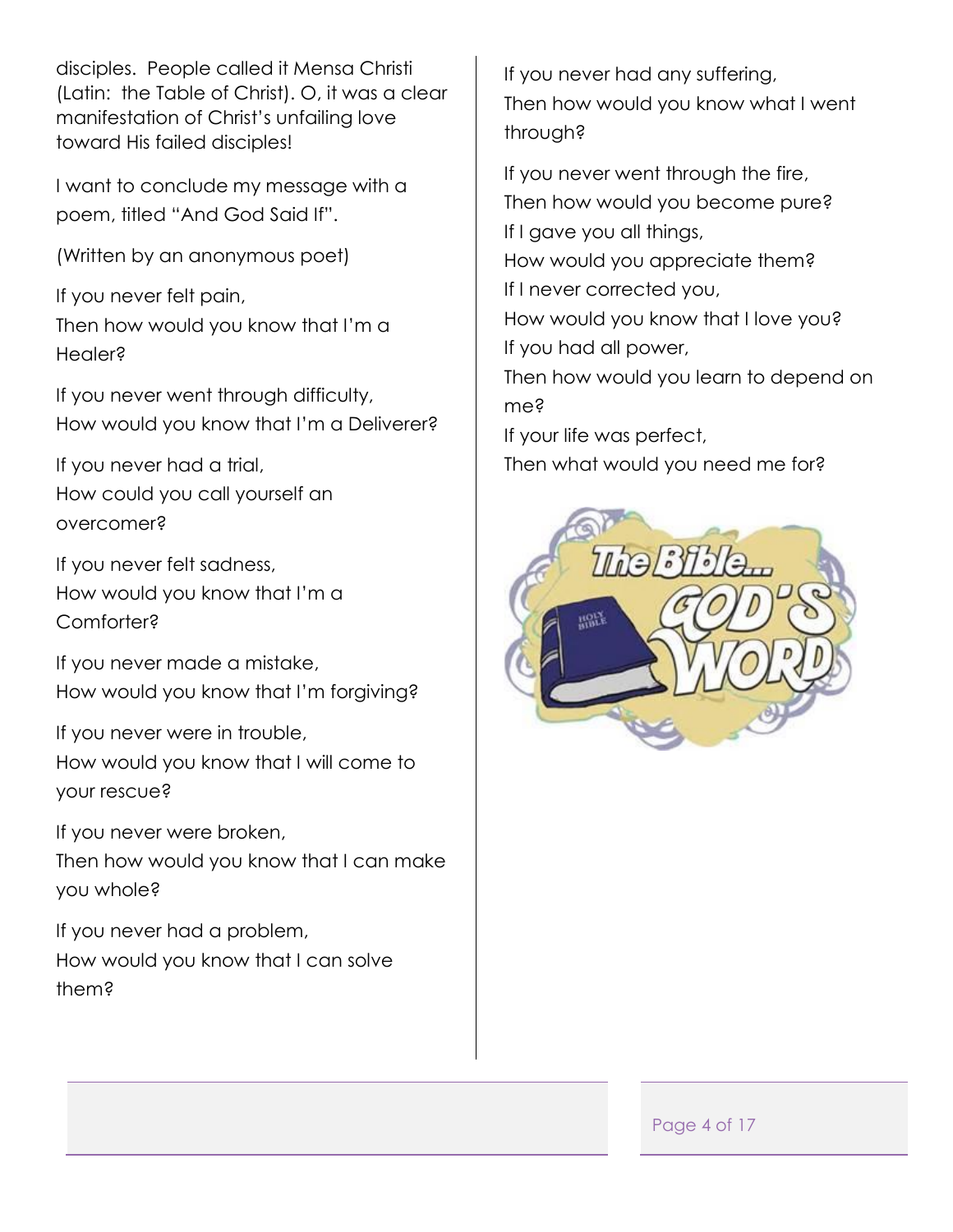disciples. People called it Mensa Christi (Latin: the Table of Christ). O, it was a clear manifestation of Christ's unfailing love toward His failed disciples!

I want to conclude my message with a poem, titled "And God Said If".

(Written by an anonymous poet)

If you never felt pain,
Then how would you know that I'm a Healer?

If you never went through difficulty,
How would you know that I'm a Deliverer?

If you never had a trial,
How could you call yourself an overcomer?

If you never felt sadness,
How would you know that I'm a Comforter?

If you never made a mistake,
How would you know that I'm forgiving?

If you never were in trouble,
How would you know that I will come to your rescue?

If you never were broken,
Then how would you know that I can make you whole?

If you never had a problem,
How would you know that I can solve them?

If you never had any suffering,
Then how would you know what I went through?

If you never went through the fire,
Then how would you become pure?
If I gave you all things,
How would you appreciate them?
If I never corrected you,
How would you know that I love you?
If you had all power,
Then how would you learn to depend on me?
If your life was perfect,
Then what would you need me for?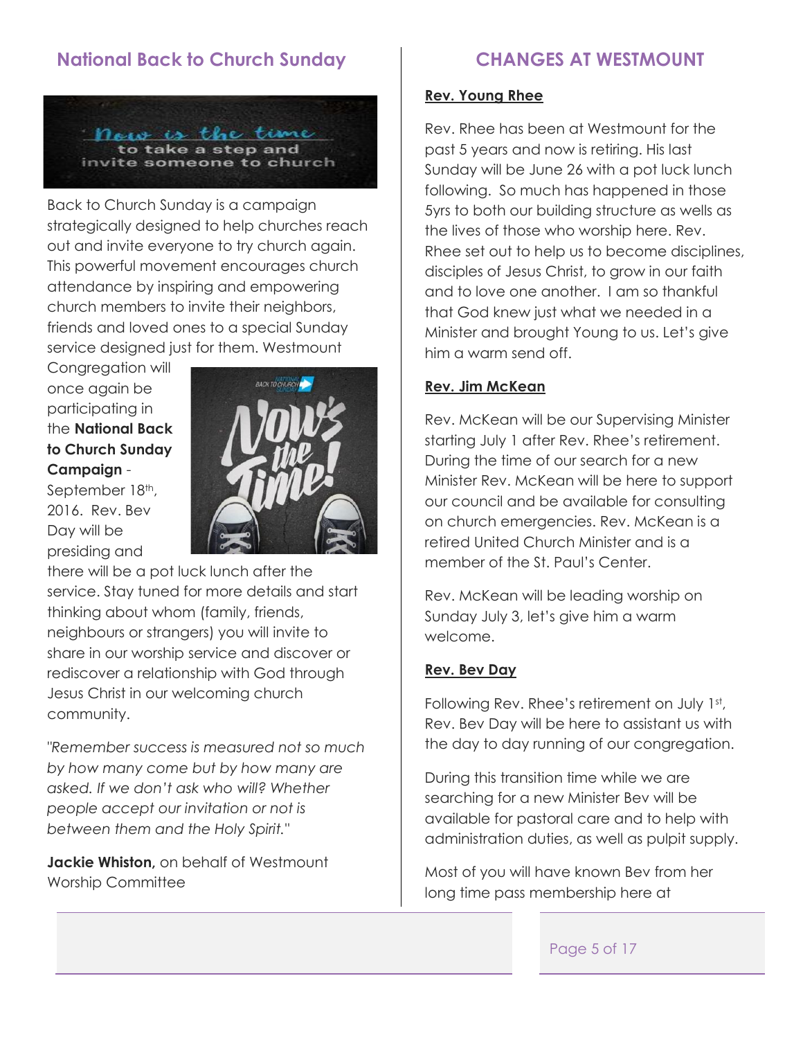## National Back to Church Sunday

Back to Church Sunday is a campaign strategically designed to help churches reach out and invite everyone to try church again. This powerful movement encourages church attendance by inspiring and empowering church members to invite their neighbors, friends and loved ones to a special Sunday service designed just for them. Westmount Congregation will once again be participating in the **National Back to Church Sunday Campaign** - September 18th, 2016. Rev. Bev Day will be presiding and there will be a pot luck lunch after the service. Stay tuned for more details and start thinking about whom (family, friends, neighbours or strangers) you will invite to share in our worship service and discover or rediscover a relationship with God through Jesus Christ in our welcoming church community.

"*Remember success is measured not so much by how many come but by how many are asked. If we don't ask who will? Whether people accept our invitation or not is between them and the Holy Spirit.*"

**Jackie Whiston,** on behalf of Westmount Worship Committee

## CHANGES AT WESTMOUNT

### Rev. Young Rhee

Rev. Rhee has been at Westmount for the past 5 years and now is retiring. His last Sunday will be June 26 with a pot luck lunch following. So much has happened in those 5yrs to both our building structure as wells as the lives of those who worship here. Rev. Rhee set out to help us to become disciplines, disciples of Jesus Christ, to grow in our faith and to love one another. I am so thankful that God knew just what we needed in a Minister and brought Young to us. Let's give him a warm send off.

### Rev. Jim McKean

Rev. McKean will be our Supervising Minister starting July 1 after Rev. Rhee's retirement. During the time of our search for a new Minister Rev. McKean will be here to support our council and be available for consulting on church emergencies. Rev. McKean is a retired United Church Minister and is a member of the St. Paul's Center.

Rev. McKean will be leading worship on Sunday July 3, let's give him a warm welcome.

### Rev. Bev Day

Following Rev. Rhee's retirement on July 1st, Rev. Bev Day will be here to assistant us with the day to day running of our congregation.

During this transition time while we are searching for a new Minister Bev will be available for pastoral care and to help with administration duties, as well as pulpit supply.

Most of you will have known Bev from her long time pass membership here at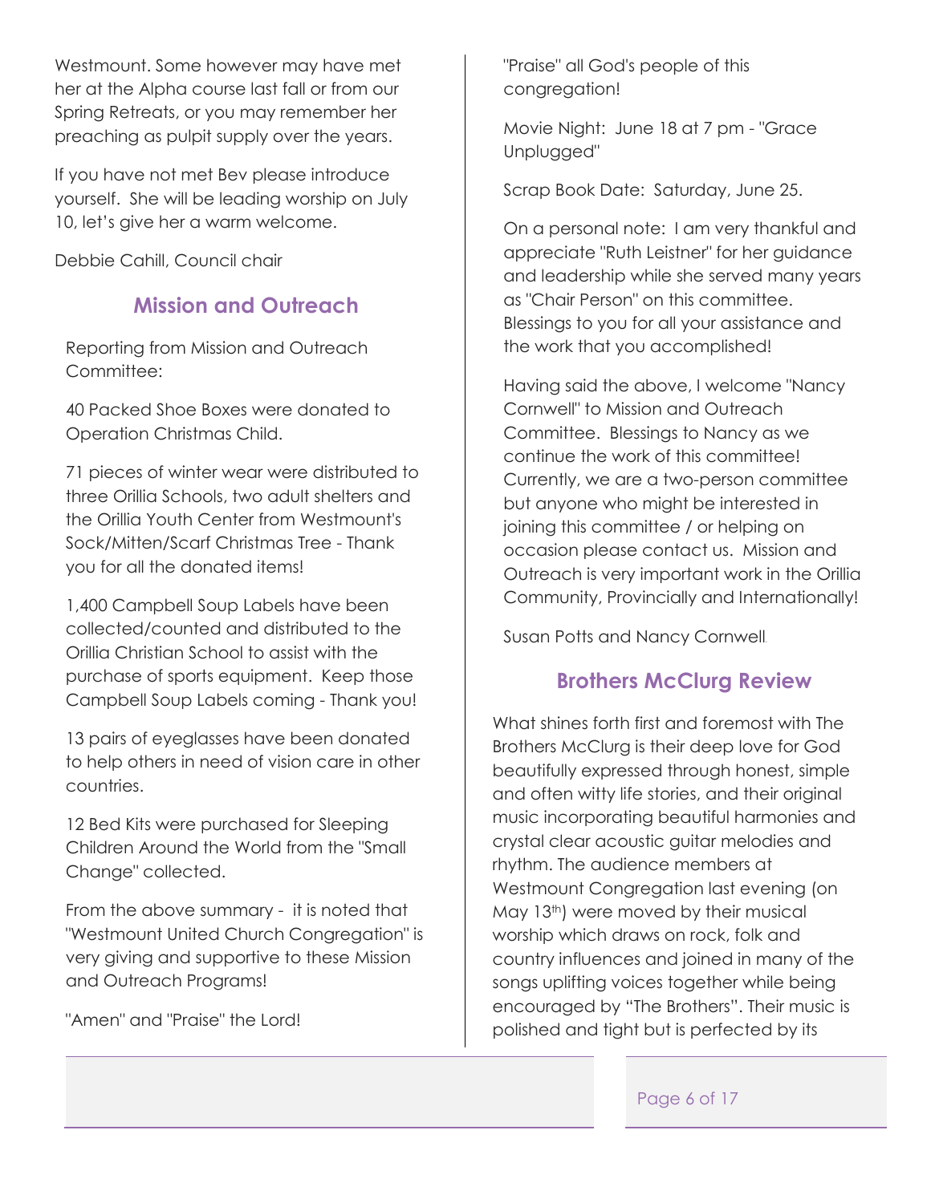Westmount. Some however may have met her at the Alpha course last fall or from our Spring Retreats, or you may remember her preaching as pulpit supply over the years.

If you have not met Bev please introduce yourself. She will be leading worship on July 10, let's give her a warm welcome.

Debbie Cahill, Council chair

## Mission and Outreach

Reporting from Mission and Outreach Committee:

40 Packed Shoe Boxes were donated to Operation Christmas Child.

71 pieces of winter wear were distributed to three Orillia Schools, two adult shelters and the Orillia Youth Center from Westmount's Sock/Mitten/Scarf Christmas Tree - Thank you for all the donated items!

1,400 Campbell Soup Labels have been collected/counted and distributed to the Orillia Christian School to assist with the purchase of sports equipment. Keep those Campbell Soup Labels coming - Thank you!

13 pairs of eyeglasses have been donated to help others in need of vision care in other countries.

12 Bed Kits were purchased for Sleeping Children Around the World from the "Small Change" collected.

From the above summary - it is noted that "Westmount United Church Congregation" is very giving and supportive to these Mission and Outreach Programs!

"Amen" and "Praise" the Lord!

"Praise" all God's people of this congregation!

Movie Night: June 18 at 7 pm - "Grace Unplugged"

Scrap Book Date: Saturday, June 25.

On a personal note: I am very thankful and appreciate "Ruth Leistner" for her guidance and leadership while she served many years as "Chair Person" on this committee. Blessings to you for all your assistance and the work that you accomplished!

Having said the above, I welcome "Nancy Cornwell" to Mission and Outreach Committee. Blessings to Nancy as we continue the work of this committee! Currently, we are a two-person committee but anyone who might be interested in joining this committee / or helping on occasion please contact us. Mission and Outreach is very important work in the Orillia Community, Provincially and Internationally!

Susan Potts and Nancy Cornwell

## Brothers McClurg Review

What shines forth first and foremost with The Brothers McClurg is their deep love for God beautifully expressed through honest, simple and often witty life stories, and their original music incorporating beautiful harmonies and crystal clear acoustic guitar melodies and rhythm. The audience members at Westmount Congregation last evening (on May 13th) were moved by their musical worship which draws on rock, folk and country influences and joined in many of the songs uplifting voices together while being encouraged by "The Brothers". Their music is polished and tight but is perfected by its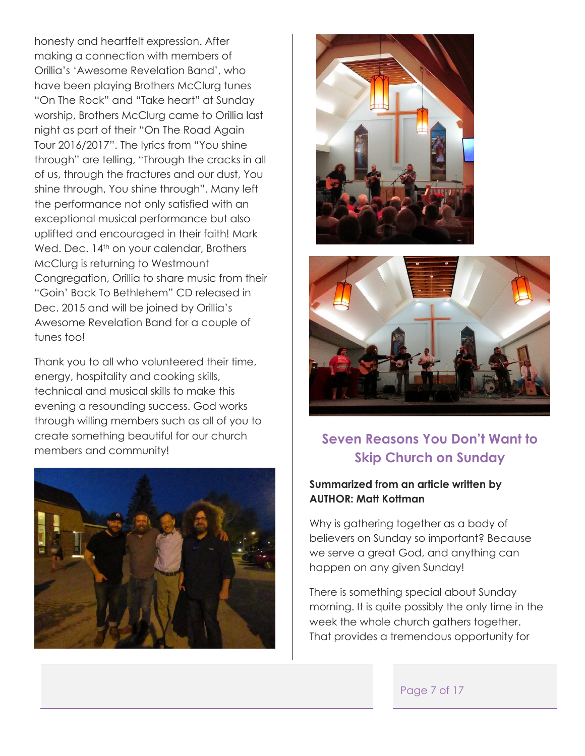honesty and heartfelt expression. After making a connection with members of Orillia's 'Awesome Revelation Band', who have been playing Brothers McClurg tunes "On The Rock" and "Take heart" at Sunday worship, Brothers McClurg came to Orillia last night as part of their "On The Road Again Tour 2016/2017". The lyrics from "You shine through" are telling, "Through the cracks in all of us, through the fractures and our dust, You shine through, You shine through". Many left the performance not only satisfied with an exceptional musical performance but also uplifted and encouraged in their faith! Mark Wed. Dec. 14th on your calendar, Brothers McClurg is returning to Westmount Congregation, Orillia to share music from their "Goin' Back To Bethlehem" CD released in Dec. 2015 and will be joined by Orillia's Awesome Revelation Band for a couple of tunes too!

Thank you to all who volunteered their time, energy, hospitality and cooking skills, technical and musical skills to make this evening a resounding success. God works through willing members such as all of you to create something beautiful for our church members and community!

## Seven Reasons You Don't Want to Skip Church on Sunday

**Summarized from an article written by AUTHOR: Matt Kottman**

Why is gathering together as a body of believers on Sunday so important? Because we serve a great God, and anything can happen on any given Sunday!

There is something special about Sunday morning. It is quite possibly the only time in the week the whole church gathers together. That provides a tremendous opportunity for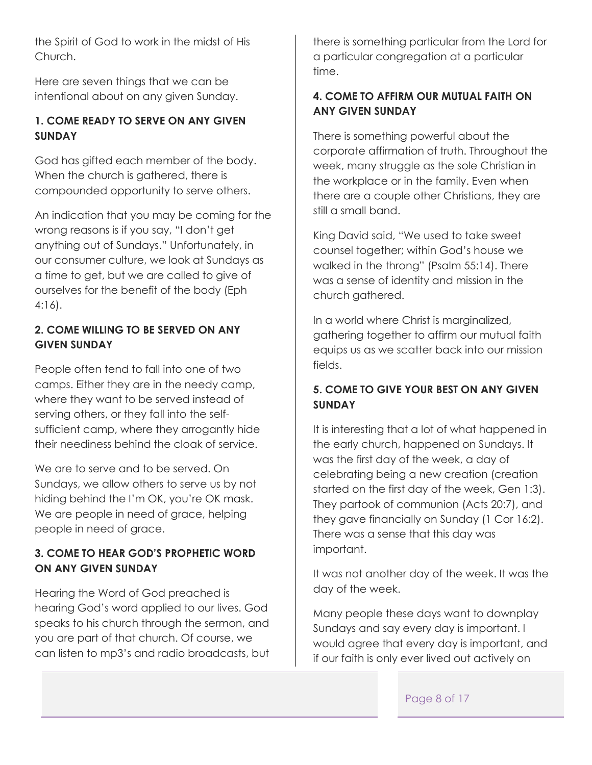the Spirit of God to work in the midst of His Church.

Here are seven things that we can be intentional about on any given Sunday.

### 1. COME READY TO SERVE ON ANY GIVEN SUNDAY

God has gifted each member of the body. When the church is gathered, there is compounded opportunity to serve others.

An indication that you may be coming for the wrong reasons is if you say, "I don't get anything out of Sundays." Unfortunately, in our consumer culture, we look at Sundays as a time to get, but we are called to give of ourselves for the benefit of the body (Eph 4:16).

### 2. COME WILLING TO BE SERVED ON ANY GIVEN SUNDAY

People often tend to fall into one of two camps. Either they are in the needy camp, where they want to be served instead of serving others, or they fall into the self-sufficient camp, where they arrogantly hide their neediness behind the cloak of service.

We are to serve and to be served. On Sundays, we allow others to serve us by not hiding behind the I'm OK, you're OK mask. We are people in need of grace, helping people in need of grace.

### 3. COME TO HEAR GOD'S PROPHETIC WORD ON ANY GIVEN SUNDAY

Hearing the Word of God preached is hearing God's word applied to our lives. God speaks to his church through the sermon, and you are part of that church. Of course, we can listen to mp3's and radio broadcasts, but there is something particular from the Lord for a particular congregation at a particular time.

### 4. COME TO AFFIRM OUR MUTUAL FAITH ON ANY GIVEN SUNDAY

There is something powerful about the corporate affirmation of truth. Throughout the week, many struggle as the sole Christian in the workplace or in the family. Even when there are a couple other Christians, they are still a small band.

King David said, "We used to take sweet counsel together; within God's house we walked in the throng" (Psalm 55:14). There was a sense of identity and mission in the church gathered.

In a world where Christ is marginalized, gathering together to affirm our mutual faith equips us as we scatter back into our mission fields.

### 5. COME TO GIVE YOUR BEST ON ANY GIVEN SUNDAY

It is interesting that a lot of what happened in the early church, happened on Sundays. It was the first day of the week, a day of celebrating being a new creation (creation started on the first day of the week, Gen 1:3). They partook of communion (Acts 20:7), and they gave financially on Sunday (1 Cor 16:2). There was a sense that this day was important.

It was not another day of the week. It was the day of the week.

Many people these days want to downplay Sundays and say every day is important. I would agree that every day is important, and if our faith is only ever lived out actively on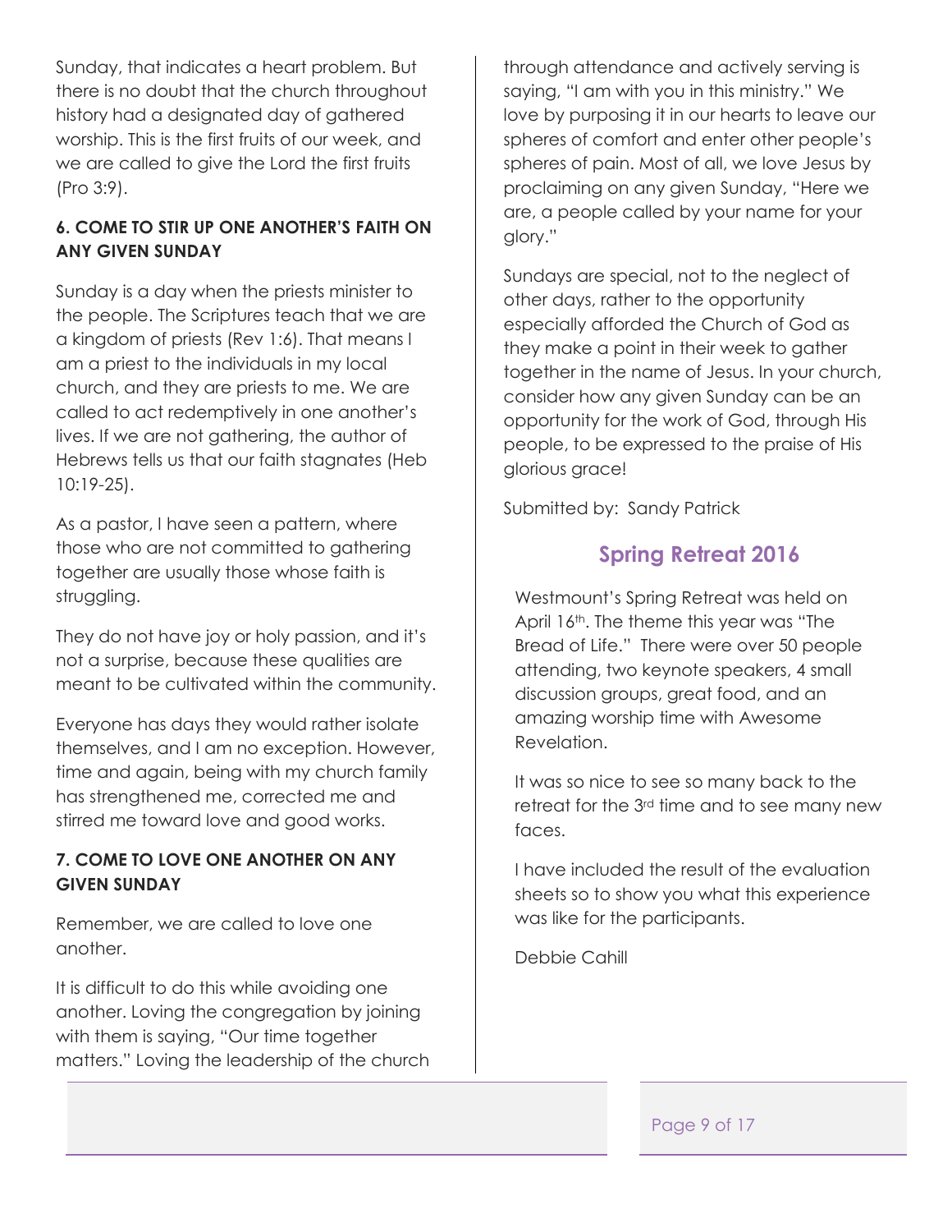Sunday, that indicates a heart problem. But there is no doubt that the church throughout history had a designated day of gathered worship. This is the first fruits of our week, and we are called to give the Lord the first fruits (Pro 3:9).

### 6. COME TO STIR UP ONE ANOTHER'S FAITH ON ANY GIVEN SUNDAY

Sunday is a day when the priests minister to the people. The Scriptures teach that we are a kingdom of priests (Rev 1:6). That means I am a priest to the individuals in my local church, and they are priests to me. We are called to act redemptively in one another's lives. If we are not gathering, the author of Hebrews tells us that our faith stagnates (Heb 10:19-25).

As a pastor, I have seen a pattern, where those who are not committed to gathering together are usually those whose faith is struggling.

They do not have joy or holy passion, and it's not a surprise, because these qualities are meant to be cultivated within the community.

Everyone has days they would rather isolate themselves, and I am no exception. However, time and again, being with my church family has strengthened me, corrected me and stirred me toward love and good works.

### 7. COME TO LOVE ONE ANOTHER ON ANY GIVEN SUNDAY

Remember, we are called to love one another.

It is difficult to do this while avoiding one another. Loving the congregation by joining with them is saying, "Our time together matters." Loving the leadership of the church through attendance and actively serving is saying, "I am with you in this ministry." We love by purposing it in our hearts to leave our spheres of comfort and enter other people's spheres of pain. Most of all, we love Jesus by proclaiming on any given Sunday, "Here we are, a people called by your name for your glory."

Sundays are special, not to the neglect of other days, rather to the opportunity especially afforded the Church of God as they make a point in their week to gather together in the name of Jesus. In your church, consider how any given Sunday can be an opportunity for the work of God, through His people, to be expressed to the praise of His glorious grace!

Submitted by: Sandy Patrick

## Spring Retreat 2016

Westmount's Spring Retreat was held on April 16th. The theme this year was "The Bread of Life." There were over 50 people attending, two keynote speakers, 4 small discussion groups, great food, and an amazing worship time with Awesome Revelation.

It was so nice to see so many back to the retreat for the 3rd time and to see many new faces.

I have included the result of the evaluation sheets so to show you what this experience was like for the participants.

Debbie Cahill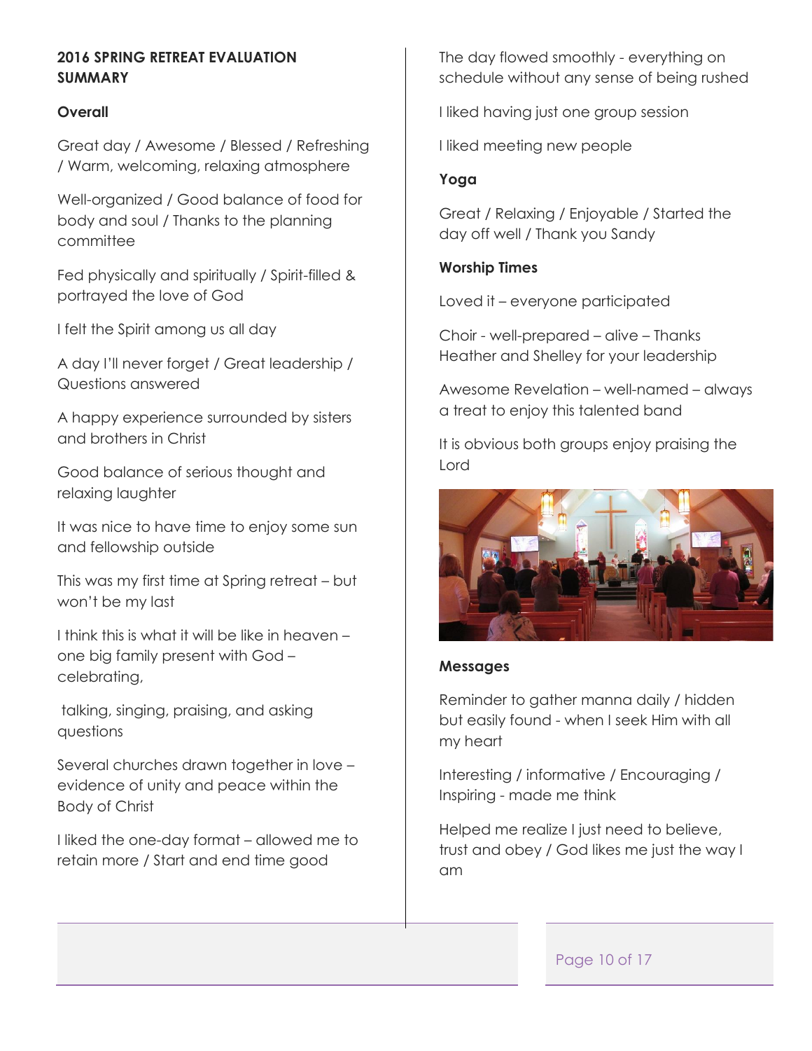**2016 SPRING RETREAT EVALUATION SUMMARY**

**Overall**

Great day / Awesome / Blessed / Refreshing / Warm, welcoming, relaxing atmosphere

Well-organized / Good balance of food for body and soul / Thanks to the planning committee

Fed physically and spiritually / Spirit-filled & portrayed the love of God

I felt the Spirit among us all day

A day I'll never forget / Great leadership / Questions answered

A happy experience surrounded by sisters and brothers in Christ

Good balance of serious thought and relaxing laughter

It was nice to have time to enjoy some sun and fellowship outside

This was my first time at Spring retreat – but won't be my last

I think this is what it will be like in heaven – one big family present with God – celebrating,

talking, singing, praising, and asking questions

Several churches drawn together in love – evidence of unity and peace within the Body of Christ

I liked the one-day format – allowed me to retain more / Start and end time good

The day flowed smoothly - everything on schedule without any sense of being rushed

I liked having just one group session

I liked meeting new people

**Yoga**

Great / Relaxing / Enjoyable / Started the day off well / Thank you Sandy

**Worship Times**

Loved it – everyone participated

Choir - well-prepared – alive – Thanks Heather and Shelley for your leadership

Awesome Revelation – well-named – always a treat to enjoy this talented band

It is obvious both groups enjoy praising the Lord

**Messages**

Reminder to gather manna daily / hidden but easily found - when I seek Him with all my heart

Interesting / informative / Encouraging / Inspiring - made me think

Helped me realize I just need to believe, trust and obey / God likes me just the way I am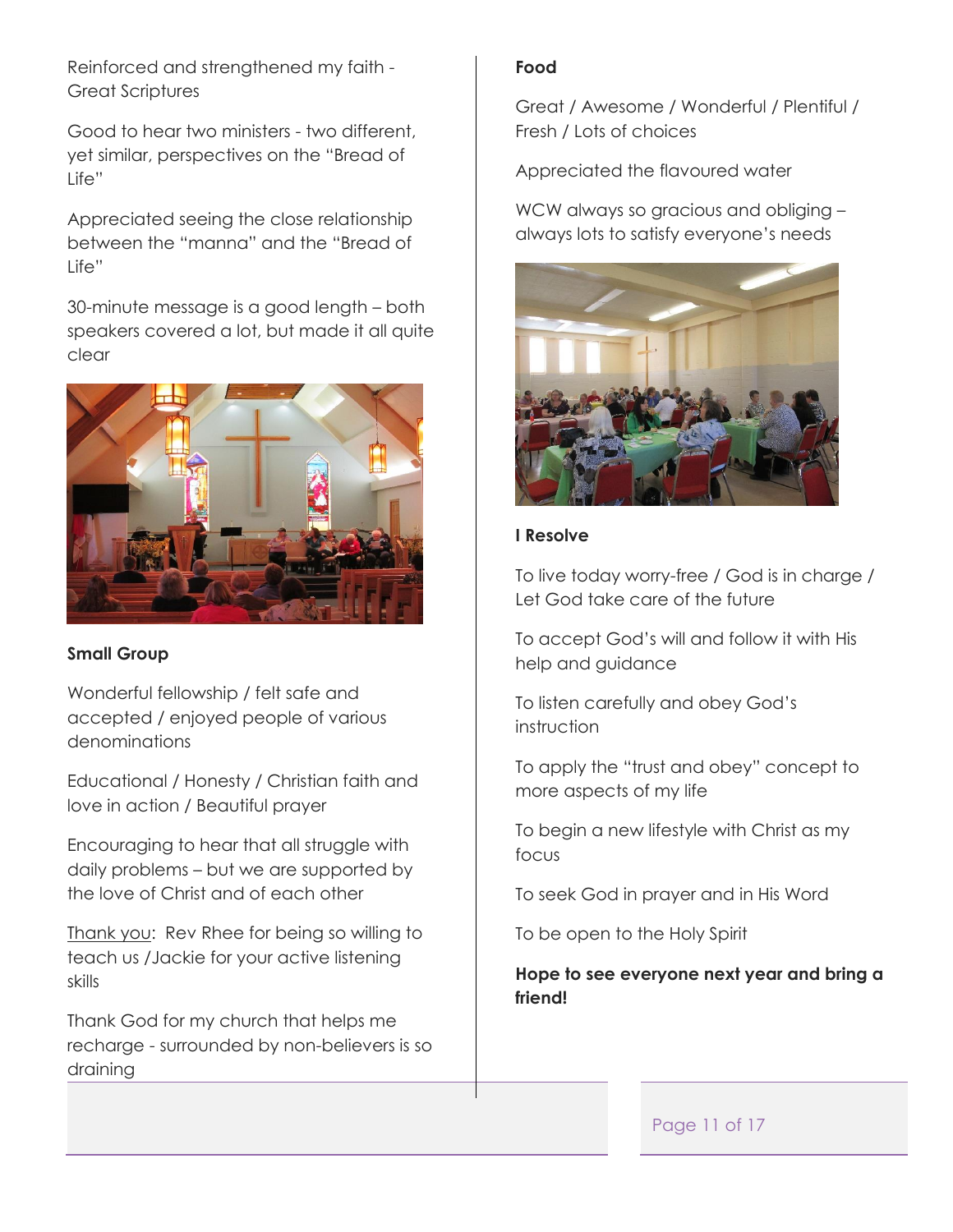Reinforced and strengthened my faith - Great Scriptures

Good to hear two ministers - two different, yet similar, perspectives on the "Bread of Life"

Appreciated seeing the close relationship between the "manna" and the "Bread of Life"

30-minute message is a good length – both speakers covered a lot, but made it all quite clear

**Small Group**

Wonderful fellowship / felt safe and accepted / enjoyed people of various denominations

Educational / Honesty / Christian faith and love in action / Beautiful prayer

Encouraging to hear that all struggle with daily problems – but we are supported by the love of Christ and of each other

Thank you: Rev Rhee for being so willing to teach us /Jackie for your active listening skills

Thank God for my church that helps me recharge - surrounded by non-believers is so draining

**Food**

Great / Awesome / Wonderful / Plentiful / Fresh / Lots of choices

Appreciated the flavoured water

WCW always so gracious and obliging – always lots to satisfy everyone's needs

**I Resolve**

To live today worry-free / God is in charge / Let God take care of the future

To accept God's will and follow it with His help and guidance

To listen carefully and obey God's instruction

To apply the "trust and obey" concept to more aspects of my life

To begin a new lifestyle with Christ as my focus

To seek God in prayer and in His Word

To be open to the Holy Spirit

**Hope to see everyone next year and bring a friend!**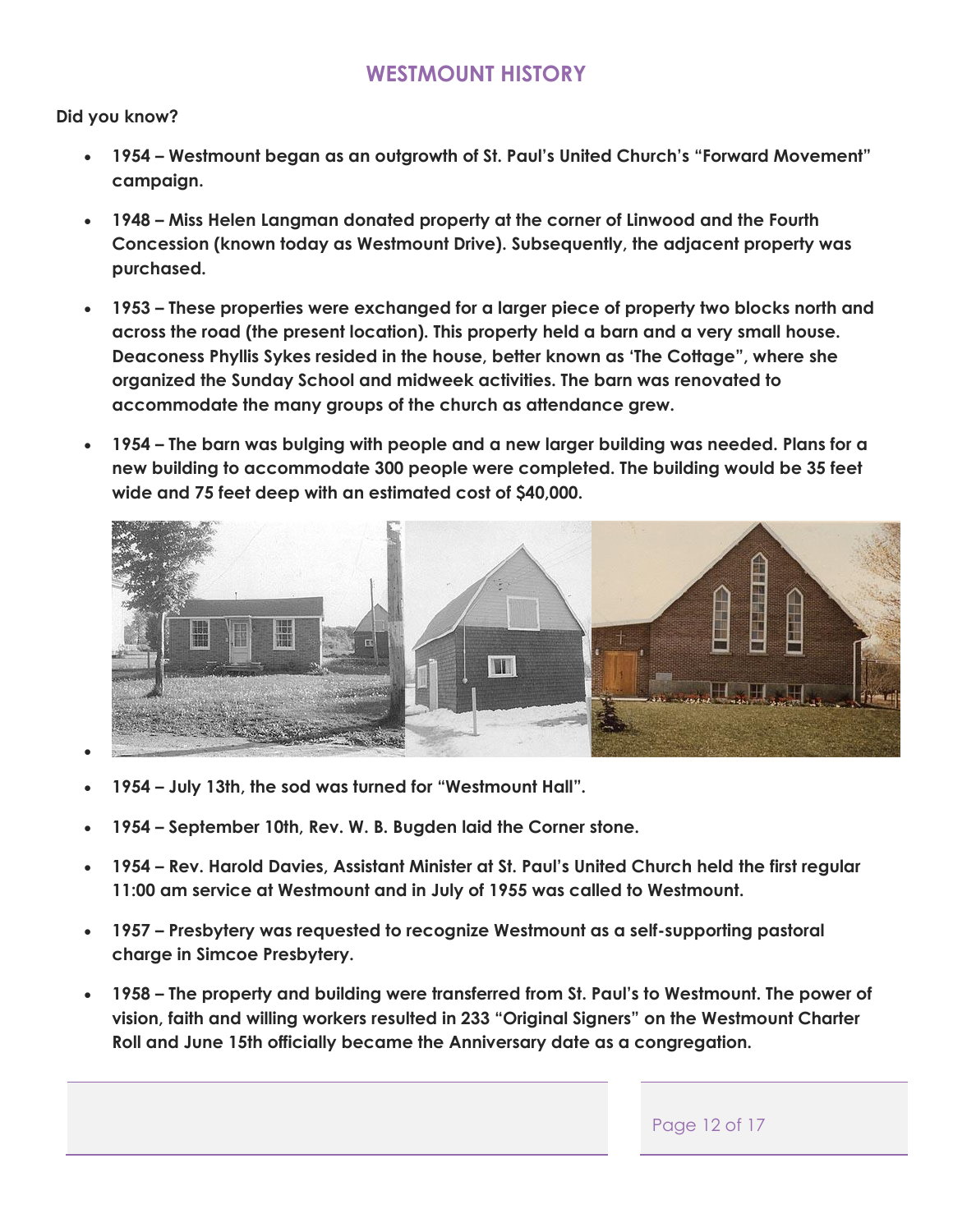## WESTMOUNT HISTORY

**Did you know?**

- **1954 – Westmount began as an outgrowth of St. Paul's United Church's "Forward Movement" campaign.**
- **1948 – Miss Helen Langman donated property at the corner of Linwood and the Fourth Concession (known today as Westmount Drive). Subsequently, the adjacent property was purchased.**
- **1953 – These properties were exchanged for a larger piece of property two blocks north and across the road (the present location). This property held a barn and a very small house. Deaconess Phyllis Sykes resided in the house, better known as 'The Cottage", where she organized the Sunday School and midweek activities. The barn was renovated to accommodate the many groups of the church as attendance grew.**
- **1954 – The barn was bulging with people and a new larger building was needed. Plans for a new building to accommodate 300 people were completed. The building would be 35 feet wide and 75 feet deep with an estimated cost of $40,000.**
- **1954 – July 13th, the sod was turned for "Westmount Hall".**
- **1954 – September 10th, Rev. W. B. Bugden laid the Corner stone.**
- **1954 – Rev. Harold Davies, Assistant Minister at St. Paul's United Church held the first regular 11:00 am service at Westmount and in July of 1955 was called to Westmount.**
- **1957 – Presbytery was requested to recognize Westmount as a self-supporting pastoral charge in Simcoe Presbytery.**
- **1958 – The property and building were transferred from St. Paul's to Westmount. The power of vision, faith and willing workers resulted in 233 "Original Signers" on the Westmount Charter Roll and June 15th officially became the Anniversary date as a congregation.**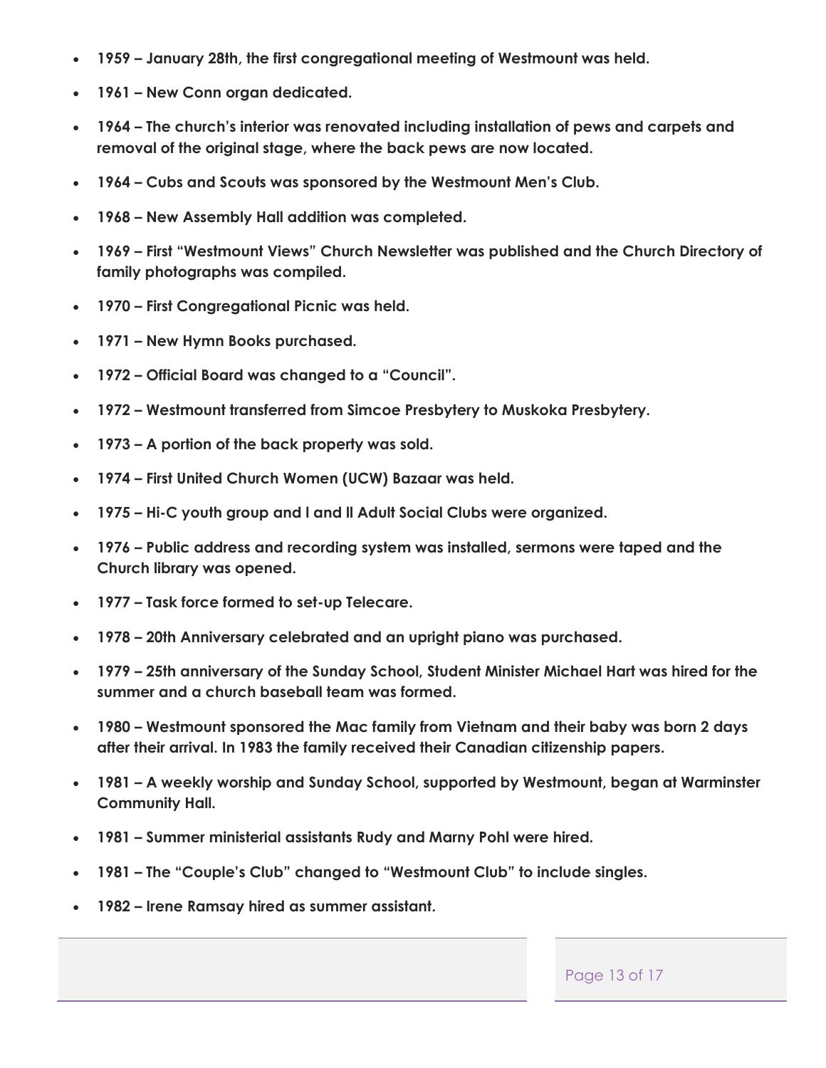- **1959 – January 28th, the first congregational meeting of Westmount was held.**
- **1961 – New Conn organ dedicated.**
- **1964 – The church's interior was renovated including installation of pews and carpets and removal of the original stage, where the back pews are now located.**
- **1964 – Cubs and Scouts was sponsored by the Westmount Men's Club.**
- **1968 – New Assembly Hall addition was completed.**
- **1969 – First "Westmount Views" Church Newsletter was published and the Church Directory of family photographs was compiled.**
- **1970 – First Congregational Picnic was held.**
- **1971 – New Hymn Books purchased.**
- **1972 – Official Board was changed to a "Council".**
- **1972 – Westmount transferred from Simcoe Presbytery to Muskoka Presbytery.**
- **1973 – A portion of the back property was sold.**
- **1974 – First United Church Women (UCW) Bazaar was held.**
- **1975 – Hi-C youth group and I and II Adult Social Clubs were organized.**
- **1976 – Public address and recording system was installed, sermons were taped and the Church library was opened.**
- **1977 – Task force formed to set-up Telecare.**
- **1978 – 20th Anniversary celebrated and an upright piano was purchased.**
- **1979 – 25th anniversary of the Sunday School, Student Minister Michael Hart was hired for the summer and a church baseball team was formed.**
- **1980 – Westmount sponsored the Mac family from Vietnam and their baby was born 2 days after their arrival. In 1983 the family received their Canadian citizenship papers.**
- **1981 – A weekly worship and Sunday School, supported by Westmount, began at Warminster Community Hall.**
- **1981 – Summer ministerial assistants Rudy and Marny Pohl were hired.**
- **1981 – The "Couple's Club" changed to "Westmount Club" to include singles.**
- **1982 – Irene Ramsay hired as summer assistant.**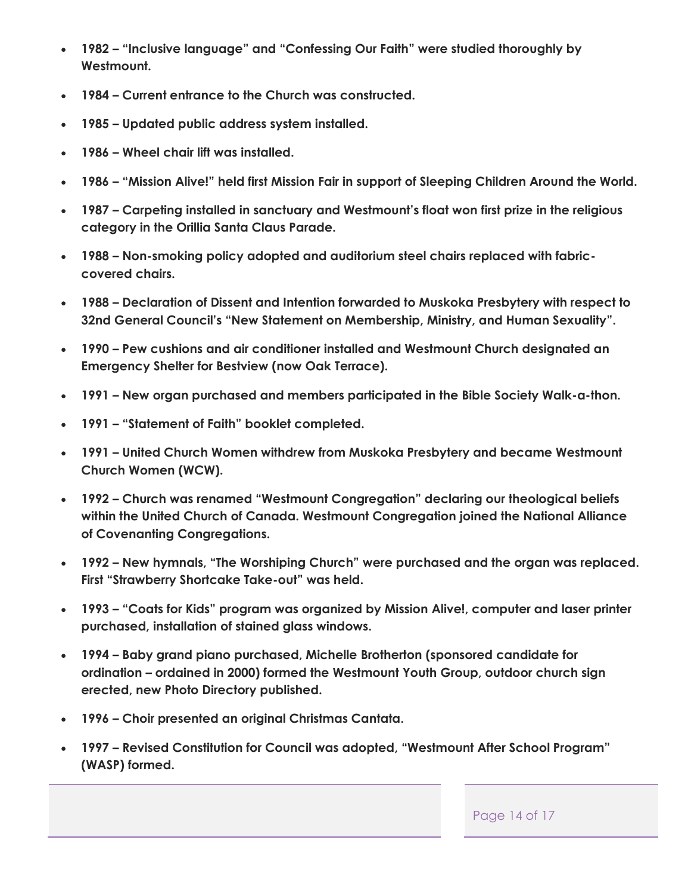- **1982 – "Inclusive language" and "Confessing Our Faith" were studied thoroughly by Westmount.**
- **1984 – Current entrance to the Church was constructed.**
- **1985 – Updated public address system installed.**
- **1986 – Wheel chair lift was installed.**
- **1986 – "Mission Alive!" held first Mission Fair in support of Sleeping Children Around the World.**
- **1987 – Carpeting installed in sanctuary and Westmount's float won first prize in the religious category in the Orillia Santa Claus Parade.**
- **1988 – Non-smoking policy adopted and auditorium steel chairs replaced with fabric-covered chairs.**
- **1988 – Declaration of Dissent and Intention forwarded to Muskoka Presbytery with respect to 32nd General Council's "New Statement on Membership, Ministry, and Human Sexuality".**
- **1990 – Pew cushions and air conditioner installed and Westmount Church designated an Emergency Shelter for Bestview (now Oak Terrace).**
- **1991 – New organ purchased and members participated in the Bible Society Walk-a-thon.**
- **1991 – "Statement of Faith" booklet completed.**
- **1991 – United Church Women withdrew from Muskoka Presbytery and became Westmount Church Women (WCW).**
- **1992 – Church was renamed "Westmount Congregation" declaring our theological beliefs within the United Church of Canada. Westmount Congregation joined the National Alliance of Covenanting Congregations.**
- **1992 – New hymnals, "The Worshiping Church" were purchased and the organ was replaced. First "Strawberry Shortcake Take-out" was held.**
- **1993 – "Coats for Kids" program was organized by Mission Alive!, computer and laser printer purchased, installation of stained glass windows.**
- **1994 – Baby grand piano purchased, Michelle Brotherton (sponsored candidate for ordination – ordained in 2000) formed the Westmount Youth Group, outdoor church sign erected, new Photo Directory published.**
- **1996 – Choir presented an original Christmas Cantata.**
- **1997 – Revised Constitution for Council was adopted, "Westmount After School Program" (WASP) formed.**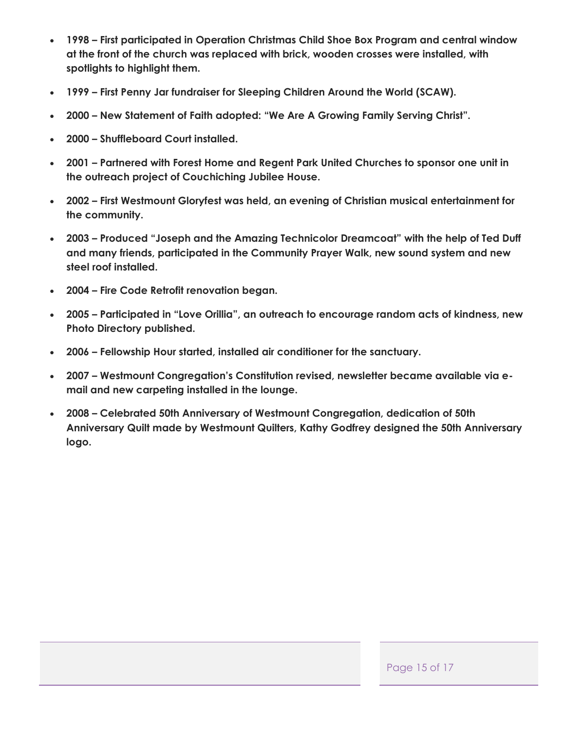- **1998 – First participated in Operation Christmas Child Shoe Box Program and central window at the front of the church was replaced with brick, wooden crosses were installed, with spotlights to highlight them.**
- **1999 – First Penny Jar fundraiser for Sleeping Children Around the World (SCAW).**
- **2000 – New Statement of Faith adopted: "We Are A Growing Family Serving Christ".**
- **2000 – Shuffleboard Court installed.**
- **2001 – Partnered with Forest Home and Regent Park United Churches to sponsor one unit in the outreach project of Couchiching Jubilee House.**
- **2002 – First Westmount Gloryfest was held, an evening of Christian musical entertainment for the community.**
- **2003 – Produced "Joseph and the Amazing Technicolor Dreamcoat" with the help of Ted Duff and many friends, participated in the Community Prayer Walk, new sound system and new steel roof installed.**
- **2004 – Fire Code Retrofit renovation began.**
- **2005 – Participated in "Love Orillia", an outreach to encourage random acts of kindness, new Photo Directory published.**
- **2006 – Fellowship Hour started, installed air conditioner for the sanctuary.**
- **2007 – Westmount Congregation's Constitution revised, newsletter became available via e-mail and new carpeting installed in the lounge.**
- **2008 – Celebrated 50th Anniversary of Westmount Congregation, dedication of 50th Anniversary Quilt made by Westmount Quilters, Kathy Godfrey designed the 50th Anniversary logo.**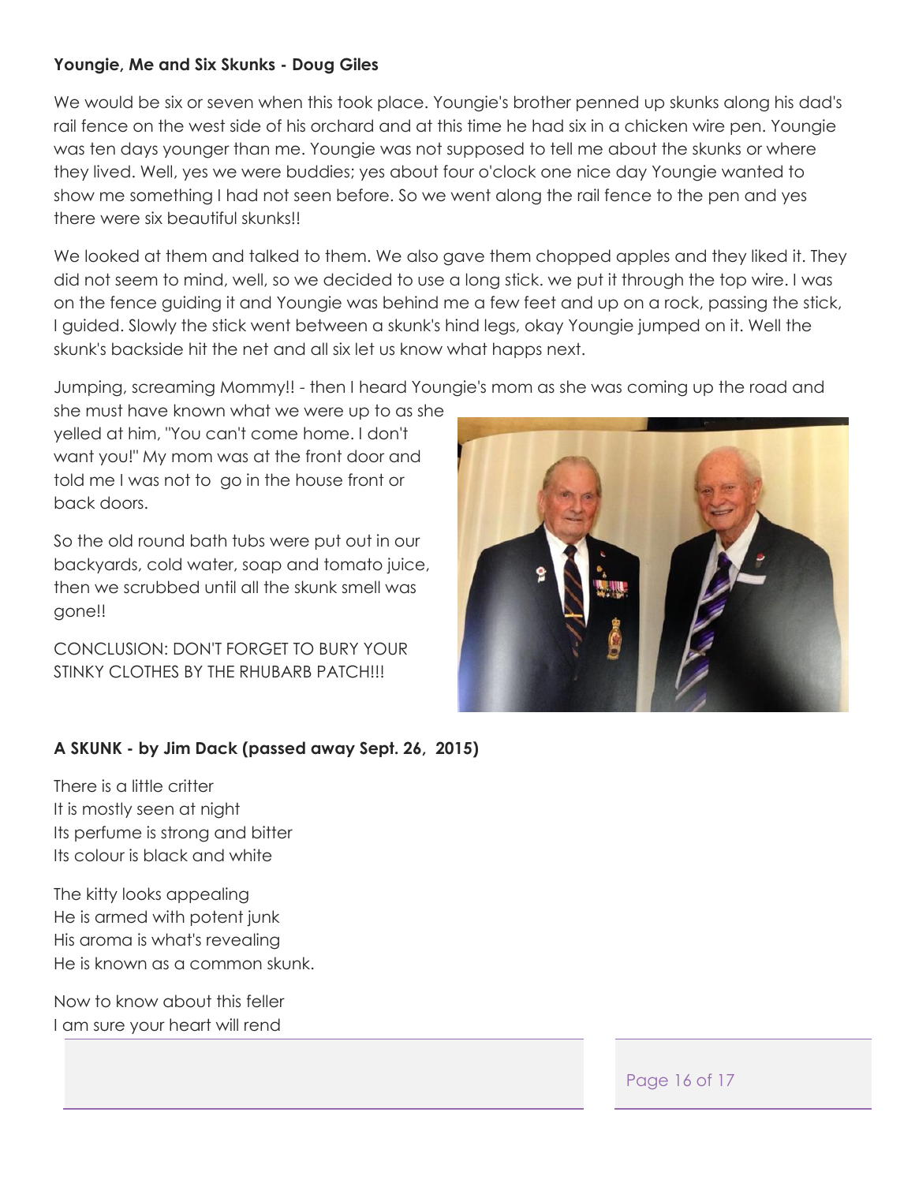**Youngie, Me and Six Skunks - Doug Giles**

We would be six or seven when this took place. Youngie's brother penned up skunks along his dad's rail fence on the west side of his orchard and at this time he had six in a chicken wire pen. Youngie was ten days younger than me. Youngie was not supposed to tell me about the skunks or where they lived. Well, yes we were buddies; yes about four o'clock one nice day Youngie wanted to show me something I had not seen before. So we went along the rail fence to the pen and yes there were six beautiful skunks!!

We looked at them and talked to them. We also gave them chopped apples and they liked it. They did not seem to mind, well, so we decided to use a long stick. we put it through the top wire. I was on the fence guiding it and Youngie was behind me a few feet and up on a rock, passing the stick, I guided. Slowly the stick went between a skunk's hind legs, okay Youngie jumped on it. Well the skunk's backside hit the net and all six let us know what happs next.

Jumping, screaming Mommy!! - then I heard Youngie's mom as she was coming up the road and she must have known what we were up to as she yelled at him, "You can't come home. I don't want you!" My mom was at the front door and told me I was not to go in the house front or back doors.

So the old round bath tubs were put out in our backyards, cold water, soap and tomato juice, then we scrubbed until all the skunk smell was gone!!

CONCLUSION: DON'T FORGET TO BURY YOUR STINKY CLOTHES BY THE RHUBARB PATCH!!!

**A SKUNK - by Jim Dack (passed away Sept. 26, 2015)**

There is a little critter  
It is mostly seen at night  
Its perfume is strong and bitter  
Its colour is black and white

The kitty looks appealing  
He is armed with potent junk  
His aroma is what's revealing  
He is known as a common skunk.

Now to know about this feller  
I am sure your heart will rend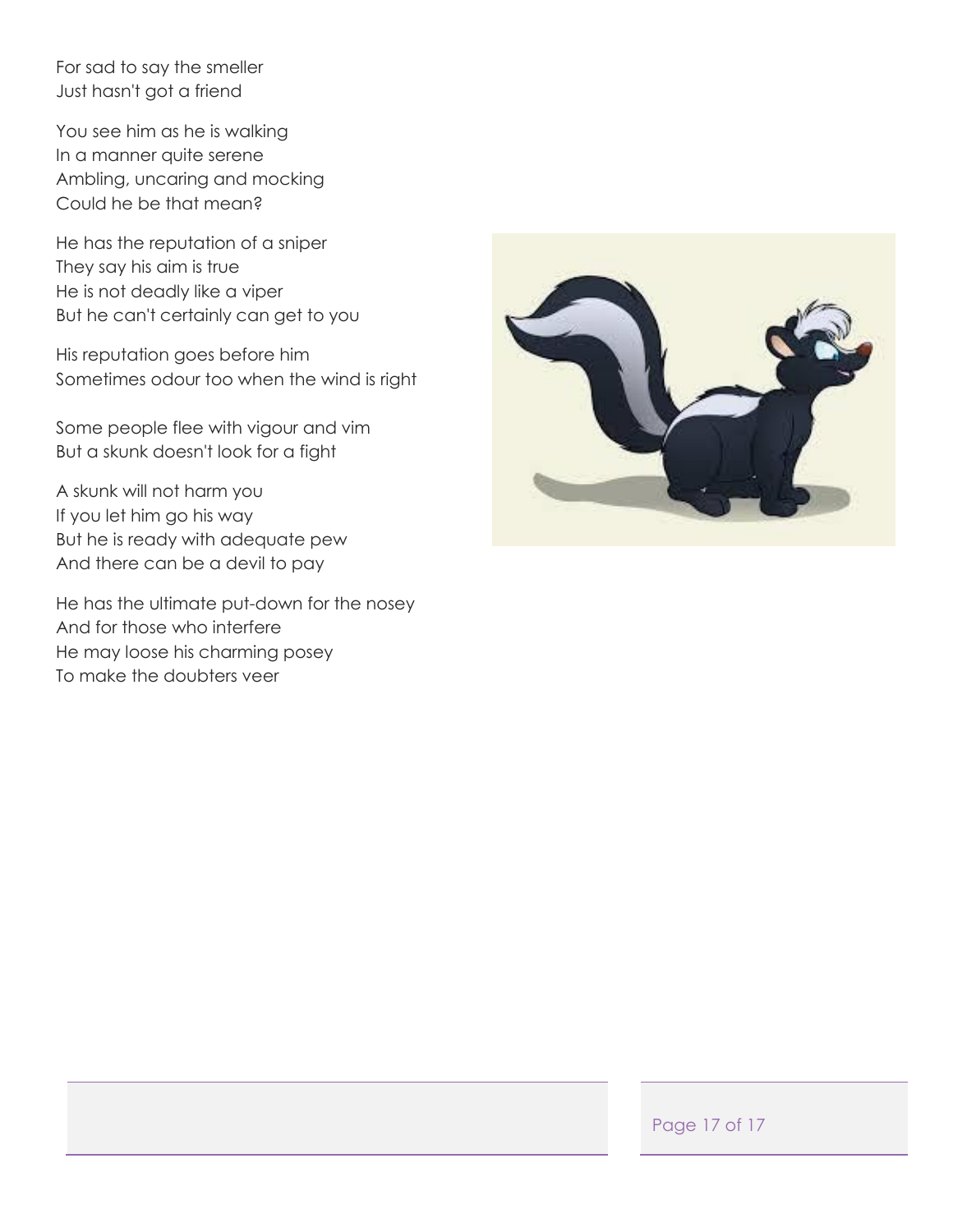For sad to say the smeller
Just hasn't got a friend

You see him as he is walking
In a manner quite serene
Ambling, uncaring and mocking
Could he be that mean?

He has the reputation of a sniper
They say his aim is true
He is not deadly like a viper
But he can't certainly can get to you

His reputation goes before him
Sometimes odour too when the wind is right

Some people flee with vigour and vim
But a skunk doesn't look for a fight

A skunk will not harm you
If you let him go his way
But he is ready with adequate pew
And there can be a devil to pay

He has the ultimate put-down for the nosey
And for those who interfere
He may loose his charming posey
To make the doubters veer